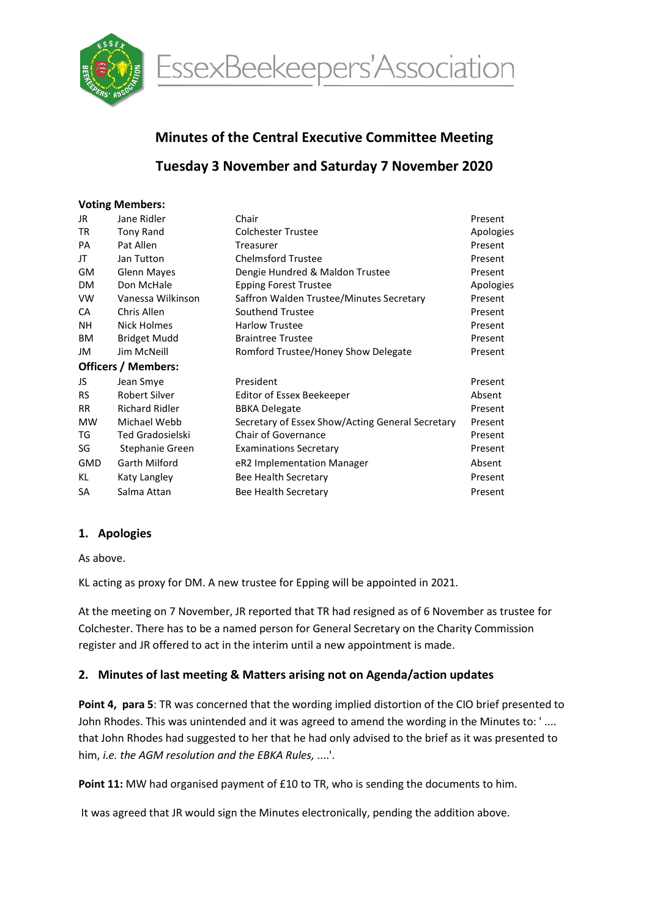EssexBeekeepers'Association

# Minutes of the Central Executive Committee Meeting

## Tuesday 3 November and Saturday 7 November 2020

**Voting Members:**

| | | | |
|---|---|---|---|
| JR | Jane Ridler | Chair | Present |
| TR | Tony Rand | Colchester Trustee | Apologies |
| PA | Pat Allen | Treasurer | Present |
| JT | Jan Tutton | Chelmsford Trustee | Present |
| GM | Glenn Mayes | Dengie Hundred & Maldon Trustee | Present |
| DM | Don McHale | Epping Forest Trustee | Apologies |
| VW | Vanessa Wilkinson | Saffron Walden Trustee/Minutes Secretary | Present |
| CA | Chris Allen | Southend Trustee | Present |
| NH | Nick Holmes | Harlow Trustee | Present |
| BM | Bridget Mudd | Braintree Trustee | Present |
| JM | Jim McNeill | Romford Trustee/Honey Show Delegate | Present |

**Officers / Members:**

| | | | |
|---|---|---|---|
| JS | Jean Smye | President | Present |
| RS | Robert Silver | Editor of Essex Beekeeper | Absent |
| RR | Richard Ridler | BBKA Delegate | Present |
| MW | Michael Webb | Secretary of Essex Show/Acting General Secretary | Present |
| TG | Ted Gradosielski | Chair of Governance | Present |
| SG | Stephanie Green | Examinations Secretary | Present |
| GMD | Garth Milford | eR2 Implementation Manager | Absent |
| KL | Katy Langley | Bee Health Secretary | Present |
| SA | Salma Attan | Bee Health Secretary | Present |

### 1. Apologies

As above.

KL acting as proxy for DM. A new trustee for Epping will be appointed in 2021.

At the meeting on 7 November, JR reported that TR had resigned as of 6 November as trustee for Colchester. There has to be a named person for General Secretary on the Charity Commission register and JR offered to act in the interim until a new appointment is made.

### 2. Minutes of last meeting & Matters arising not on Agenda/action updates

**Point 4, para 5**: TR was concerned that the wording implied distortion of the CIO brief presented to John Rhodes. This was unintended and it was agreed to amend the wording in the Minutes to: ' .... that John Rhodes had suggested to her that he had only advised to the brief as it was presented to him, *i.e. the AGM resolution and the EBKA Rules,* ....'.

**Point 11:** MW had organised payment of £10 to TR, who is sending the documents to him.

It was agreed that JR would sign the Minutes electronically, pending the addition above.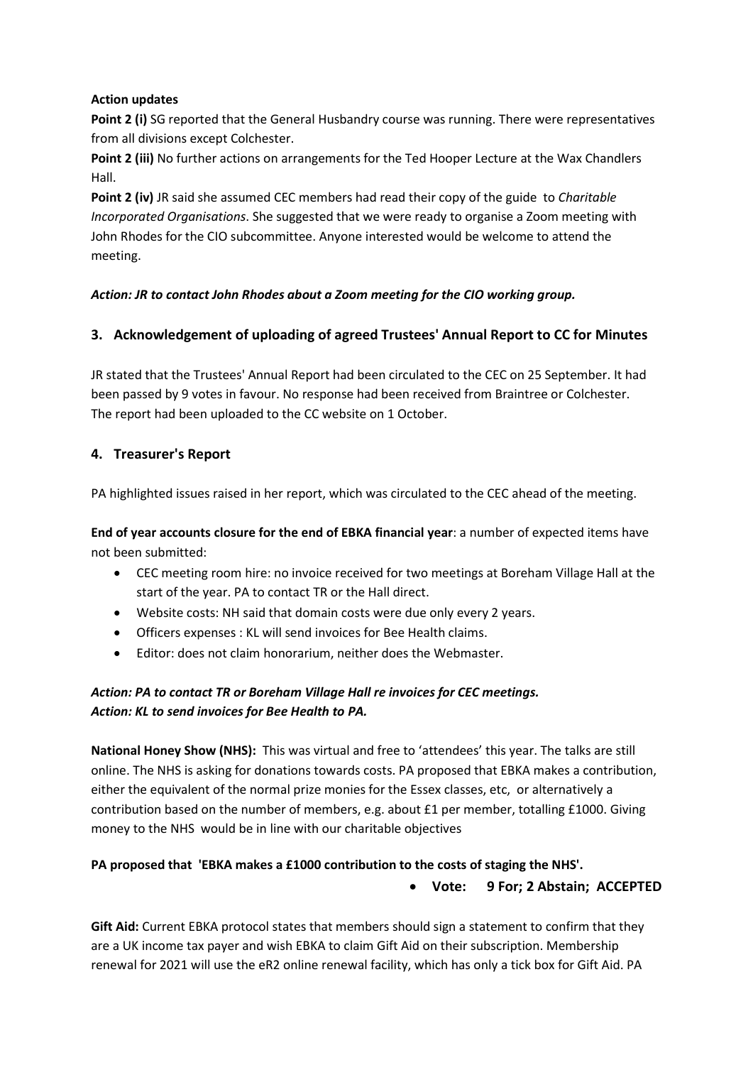**Action updates**

**Point 2 (i)** SG reported that the General Husbandry course was running. There were representatives from all divisions except Colchester.

**Point 2 (iii)** No further actions on arrangements for the Ted Hooper Lecture at the Wax Chandlers Hall.

**Point 2 (iv)** JR said she assumed CEC members had read their copy of the guide to *Charitable Incorporated Organisations*. She suggested that we were ready to organise a Zoom meeting with John Rhodes for the CIO subcommittee. Anyone interested would be welcome to attend the meeting.

***Action: JR to contact John Rhodes about a Zoom meeting for the CIO working group.***

## 3. Acknowledgement of uploading of agreed Trustees' Annual Report to CC for Minutes

JR stated that the Trustees' Annual Report had been circulated to the CEC on 25 September. It had been passed by 9 votes in favour. No response had been received from Braintree or Colchester. The report had been uploaded to the CC website on 1 October.

## 4. Treasurer's Report

PA highlighted issues raised in her report, which was circulated to the CEC ahead of the meeting.

**End of year accounts closure for the end of EBKA financial year**: a number of expected items have not been submitted:

- CEC meeting room hire: no invoice received for two meetings at Boreham Village Hall at the start of the year. PA to contact TR or the Hall direct.
- Website costs: NH said that domain costs were due only every 2 years.
- Officers expenses : KL will send invoices for Bee Health claims.
- Editor: does not claim honorarium, neither does the Webmaster.

***Action: PA to contact TR or Boreham Village Hall re invoices for CEC meetings.***
***Action: KL to send invoices for Bee Health to PA.***

**National Honey Show (NHS):** This was virtual and free to 'attendees' this year. The talks are still online. The NHS is asking for donations towards costs. PA proposed that EBKA makes a contribution, either the equivalent of the normal prize monies for the Essex classes, etc, or alternatively a contribution based on the number of members, e.g. about £1 per member, totalling £1000. Giving money to the NHS would be in line with our charitable objectives

**PA proposed that 'EBKA makes a £1000 contribution to the costs of staging the NHS'.**

- **Vote: 9 For; 2 Abstain; ACCEPTED**

**Gift Aid:** Current EBKA protocol states that members should sign a statement to confirm that they are a UK income tax payer and wish EBKA to claim Gift Aid on their subscription. Membership renewal for 2021 will use the eR2 online renewal facility, which has only a tick box for Gift Aid. PA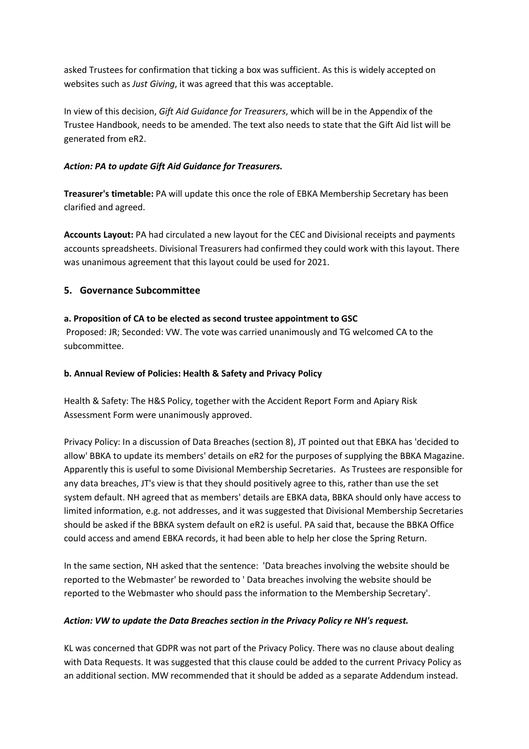asked Trustees for confirmation that ticking a box was sufficient. As this is widely accepted on websites such as *Just Giving*, it was agreed that this was acceptable.

In view of this decision, *Gift Aid Guidance for Treasurers*, which will be in the Appendix of the Trustee Handbook, needs to be amended. The text also needs to state that the Gift Aid list will be generated from eR2.

***Action: PA to update Gift Aid Guidance for Treasurers.***

**Treasurer's timetable:** PA will update this once the role of EBKA Membership Secretary has been clarified and agreed.

**Accounts Layout:** PA had circulated a new layout for the CEC and Divisional receipts and payments accounts spreadsheets. Divisional Treasurers had confirmed they could work with this layout. There was unanimous agreement that this layout could be used for 2021.

## 5. Governance Subcommittee

**a. Proposition of CA to be elected as second trustee appointment to GSC**

Proposed: JR; Seconded: VW. The vote was carried unanimously and TG welcomed CA to the subcommittee.

**b. Annual Review of Policies: Health & Safety and Privacy Policy**

Health & Safety: The H&S Policy, together with the Accident Report Form and Apiary Risk Assessment Form were unanimously approved.

Privacy Policy: In a discussion of Data Breaches (section 8), JT pointed out that EBKA has 'decided to allow' BBKA to update its members' details on eR2 for the purposes of supplying the BBKA Magazine. Apparently this is useful to some Divisional Membership Secretaries. As Trustees are responsible for any data breaches, JT's view is that they should positively agree to this, rather than use the set system default. NH agreed that as members' details are EBKA data, BBKA should only have access to limited information, e.g. not addresses, and it was suggested that Divisional Membership Secretaries should be asked if the BBKA system default on eR2 is useful. PA said that, because the BBKA Office could access and amend EBKA records, it had been able to help her close the Spring Return.

In the same section, NH asked that the sentence: 'Data breaches involving the website should be reported to the Webmaster' be reworded to ' Data breaches involving the website should be reported to the Webmaster who should pass the information to the Membership Secretary'.

***Action: VW to update the Data Breaches section in the Privacy Policy re NH's request.***

KL was concerned that GDPR was not part of the Privacy Policy. There was no clause about dealing with Data Requests. It was suggested that this clause could be added to the current Privacy Policy as an additional section. MW recommended that it should be added as a separate Addendum instead.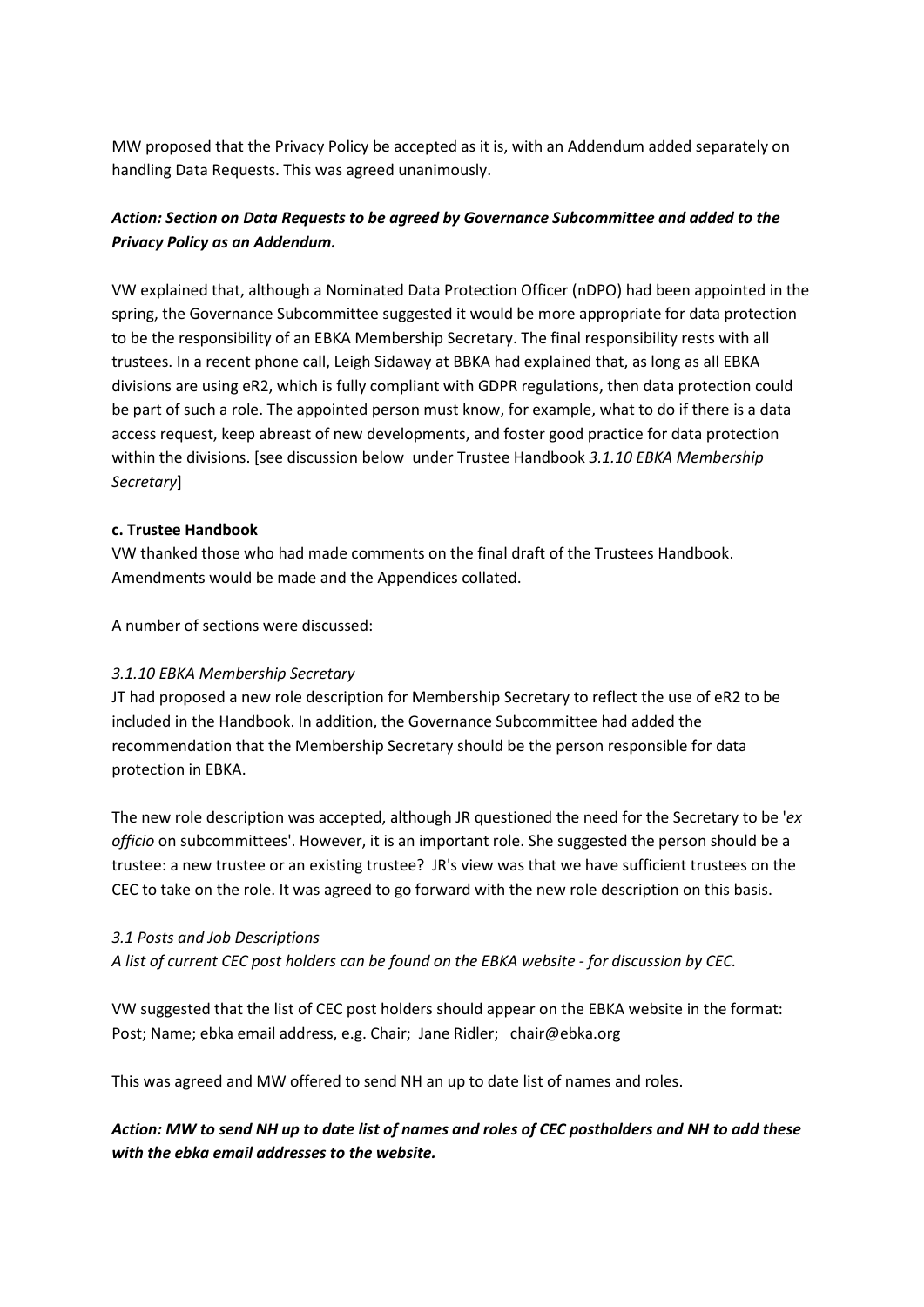MW proposed that the Privacy Policy be accepted as it is, with an Addendum added separately on handling Data Requests. This was agreed unanimously.

***Action: Section on Data Requests to be agreed by Governance Subcommittee and added to the Privacy Policy as an Addendum.***

VW explained that, although a Nominated Data Protection Officer (nDPO) had been appointed in the spring, the Governance Subcommittee suggested it would be more appropriate for data protection to be the responsibility of an EBKA Membership Secretary. The final responsibility rests with all trustees. In a recent phone call, Leigh Sidaway at BBKA had explained that, as long as all EBKA divisions are using eR2, which is fully compliant with GDPR regulations, then data protection could be part of such a role. The appointed person must know, for example, what to do if there is a data access request, keep abreast of new developments, and foster good practice for data protection within the divisions. [see discussion below under Trustee Handbook *3.1.10 EBKA Membership Secretary*]

**c. Trustee Handbook**

VW thanked those who had made comments on the final draft of the Trustees Handbook. Amendments would be made and the Appendices collated.

A number of sections were discussed:

*3.1.10 EBKA Membership Secretary*

JT had proposed a new role description for Membership Secretary to reflect the use of eR2 to be included in the Handbook. In addition, the Governance Subcommittee had added the recommendation that the Membership Secretary should be the person responsible for data protection in EBKA.

The new role description was accepted, although JR questioned the need for the Secretary to be '*ex officio* on subcommittees'. However, it is an important role. She suggested the person should be a trustee: a new trustee or an existing trustee? JR's view was that we have sufficient trustees on the CEC to take on the role. It was agreed to go forward with the new role description on this basis.

*3.1 Posts and Job Descriptions*

*A list of current CEC post holders can be found on the EBKA website - for discussion by CEC.*

VW suggested that the list of CEC post holders should appear on the EBKA website in the format: Post; Name; ebka email address, e.g. Chair; Jane Ridler; chair@ebka.org

This was agreed and MW offered to send NH an up to date list of names and roles.

***Action: MW to send NH up to date list of names and roles of CEC postholders and NH to add these with the ebka email addresses to the website.***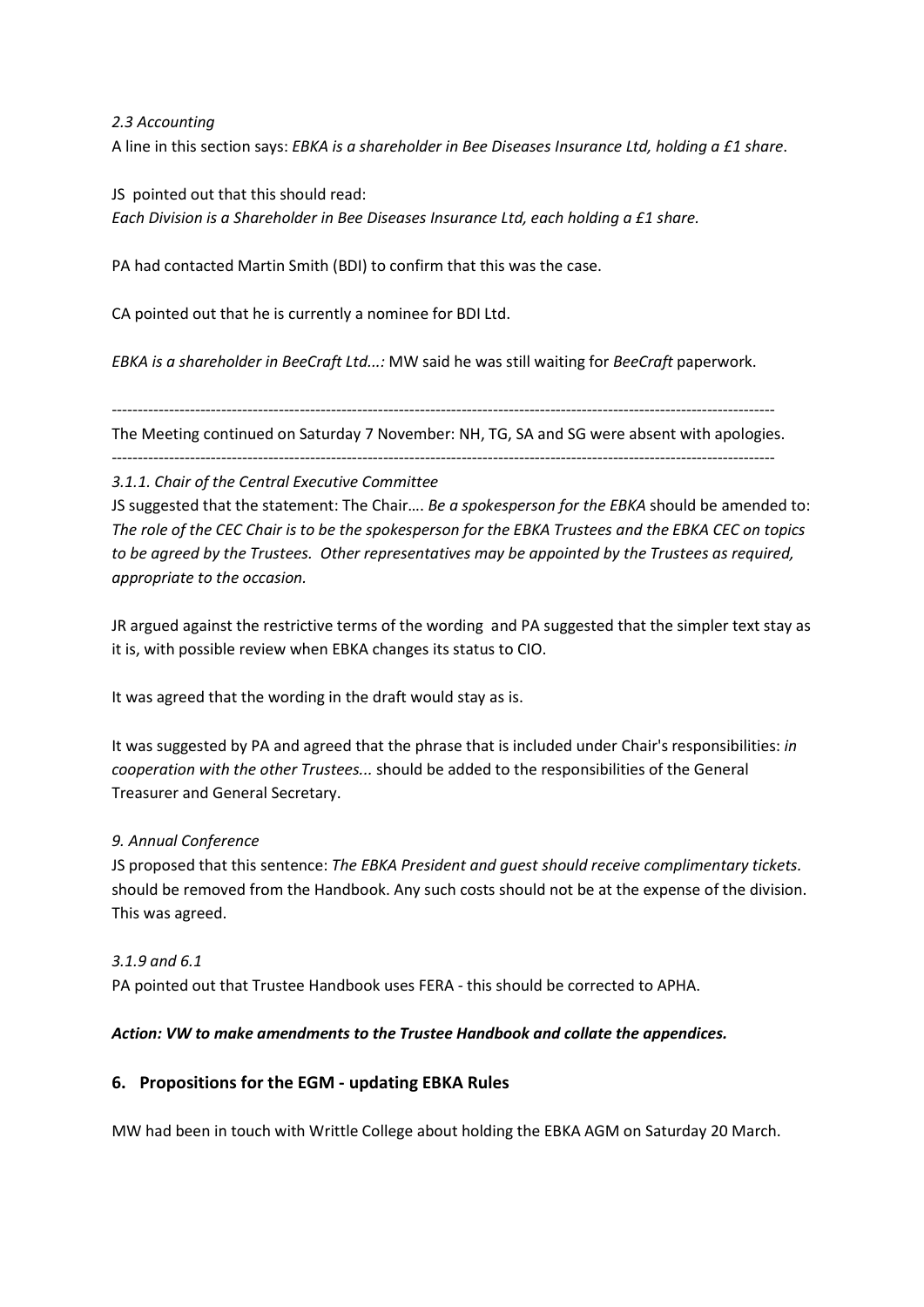*2.3 Accounting*

A line in this section says: *EBKA is a shareholder in Bee Diseases Insurance Ltd, holding a £1 share*.

JS pointed out that this should read:
*Each Division is a Shareholder in Bee Diseases Insurance Ltd, each holding a £1 share.*

PA had contacted Martin Smith (BDI) to confirm that this was the case.

CA pointed out that he is currently a nominee for BDI Ltd.

*EBKA is a shareholder in BeeCraft Ltd...:* MW said he was still waiting for *BeeCraft* paperwork.

---

The Meeting continued on Saturday 7 November: NH, TG, SA and SG were absent with apologies.

---

*3.1.1. Chair of the Central Executive Committee*

JS suggested that the statement: The Chair…. *Be a spokesperson for the EBKA* should be amended to: *The role of the CEC Chair is to be the spokesperson for the EBKA Trustees and the EBKA CEC on topics to be agreed by the Trustees. Other representatives may be appointed by the Trustees as required, appropriate to the occasion.*

JR argued against the restrictive terms of the wording and PA suggested that the simpler text stay as it is, with possible review when EBKA changes its status to CIO.

It was agreed that the wording in the draft would stay as is.

It was suggested by PA and agreed that the phrase that is included under Chair's responsibilities: *in cooperation with the other Trustees...* should be added to the responsibilities of the General Treasurer and General Secretary.

*9. Annual Conference*

JS proposed that this sentence: *The EBKA President and guest should receive complimentary tickets.* should be removed from the Handbook. Any such costs should not be at the expense of the division. This was agreed.

*3.1.9 and 6.1*

PA pointed out that Trustee Handbook uses FERA - this should be corrected to APHA.

***Action: VW to make amendments to the Trustee Handbook and collate the appendices.***

## 6. Propositions for the EGM - updating EBKA Rules

MW had been in touch with Writtle College about holding the EBKA AGM on Saturday 20 March.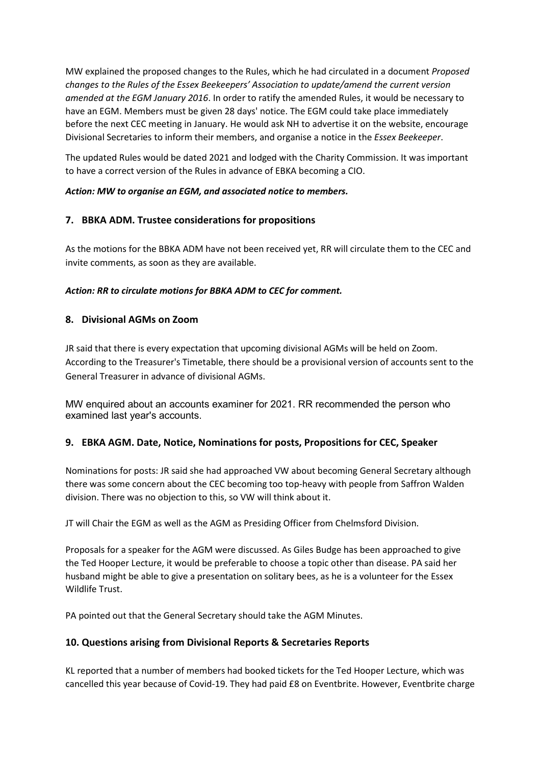MW explained the proposed changes to the Rules, which he had circulated in a document *Proposed changes to the Rules of the Essex Beekeepers' Association to update/amend the current version amended at the EGM January 2016*. In order to ratify the amended Rules, it would be necessary to have an EGM. Members must be given 28 days' notice. The EGM could take place immediately before the next CEC meeting in January. He would ask NH to advertise it on the website, encourage Divisional Secretaries to inform their members, and organise a notice in the *Essex Beekeeper*.

The updated Rules would be dated 2021 and lodged with the Charity Commission. It was important to have a correct version of the Rules in advance of EBKA becoming a CIO.

***Action: MW to organise an EGM, and associated notice to members.***

## 7. BBKA ADM. Trustee considerations for propositions

As the motions for the BBKA ADM have not been received yet, RR will circulate them to the CEC and invite comments, as soon as they are available.

***Action: RR to circulate motions for BBKA ADM to CEC for comment.***

## 8. Divisional AGMs on Zoom

JR said that there is every expectation that upcoming divisional AGMs will be held on Zoom. According to the Treasurer's Timetable, there should be a provisional version of accounts sent to the General Treasurer in advance of divisional AGMs.

MW enquired about an accounts examiner for 2021. RR recommended the person who examined last year's accounts.

## 9. EBKA AGM. Date, Notice, Nominations for posts, Propositions for CEC, Speaker

Nominations for posts: JR said she had approached VW about becoming General Secretary although there was some concern about the CEC becoming too top-heavy with people from Saffron Walden division. There was no objection to this, so VW will think about it.

JT will Chair the EGM as well as the AGM as Presiding Officer from Chelmsford Division.

Proposals for a speaker for the AGM were discussed. As Giles Budge has been approached to give the Ted Hooper Lecture, it would be preferable to choose a topic other than disease. PA said her husband might be able to give a presentation on solitary bees, as he is a volunteer for the Essex Wildlife Trust.

PA pointed out that the General Secretary should take the AGM Minutes.

## 10. Questions arising from Divisional Reports & Secretaries Reports

KL reported that a number of members had booked tickets for the Ted Hooper Lecture, which was cancelled this year because of Covid-19. They had paid £8 on Eventbrite. However, Eventbrite charge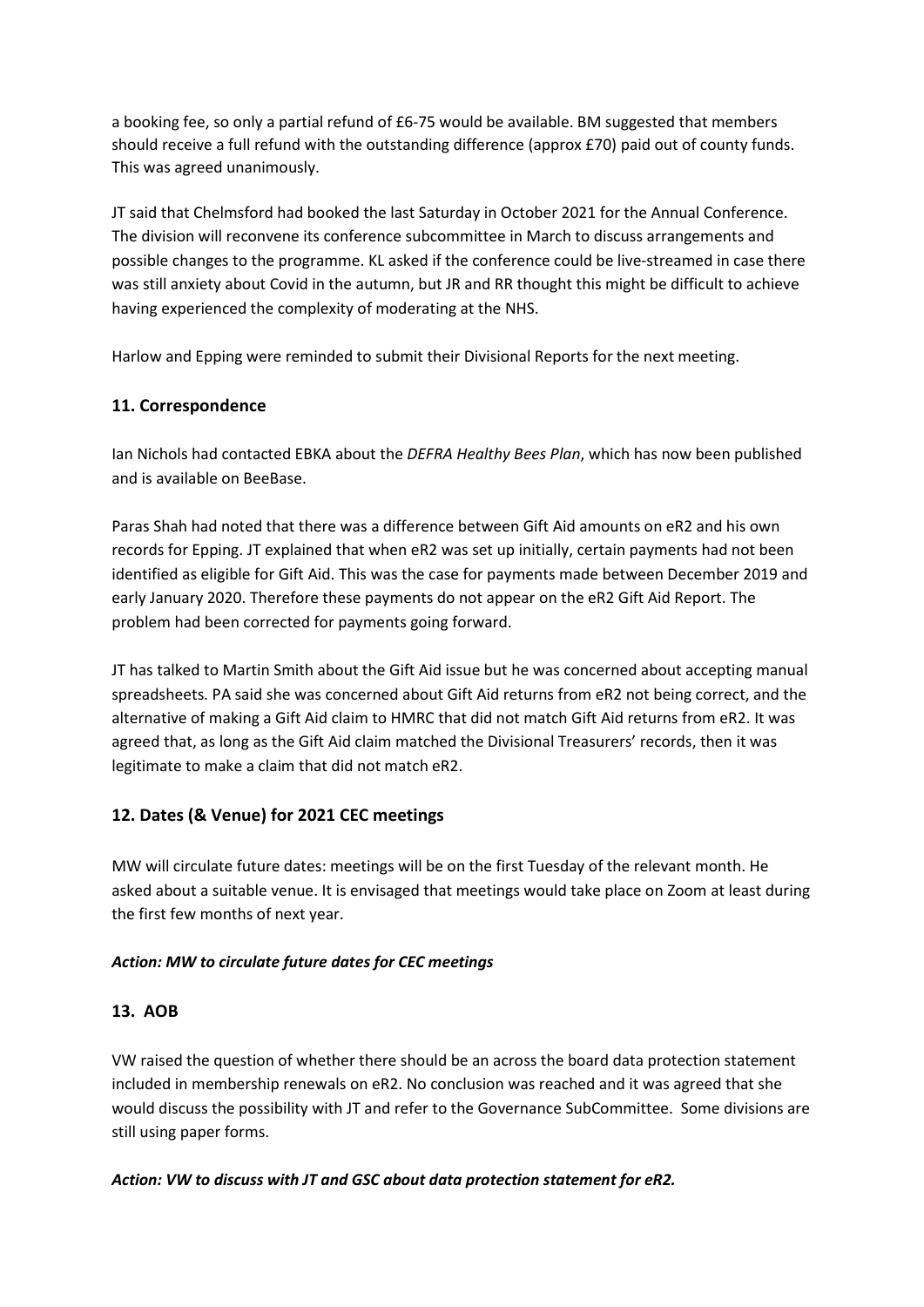a booking fee, so only a partial refund of £6-75 would be available. BM suggested that members should receive a full refund with the outstanding difference (approx £70) paid out of county funds. This was agreed unanimously.

JT said that Chelmsford had booked the last Saturday in October 2021 for the Annual Conference. The division will reconvene its conference subcommittee in March to discuss arrangements and possible changes to the programme. KL asked if the conference could be live-streamed in case there was still anxiety about Covid in the autumn, but JR and RR thought this might be difficult to achieve having experienced the complexity of moderating at the NHS.

Harlow and Epping were reminded to submit their Divisional Reports for the next meeting.

## 11. Correspondence

Ian Nichols had contacted EBKA about the *DEFRA Healthy Bees Plan*, which has now been published and is available on BeeBase.

Paras Shah had noted that there was a difference between Gift Aid amounts on eR2 and his own records for Epping. JT explained that when eR2 was set up initially, certain payments had not been identified as eligible for Gift Aid. This was the case for payments made between December 2019 and early January 2020. Therefore these payments do not appear on the eR2 Gift Aid Report. The problem had been corrected for payments going forward.

JT has talked to Martin Smith about the Gift Aid issue but he was concerned about accepting manual spreadsheets. PA said she was concerned about Gift Aid returns from eR2 not being correct, and the alternative of making a Gift Aid claim to HMRC that did not match Gift Aid returns from eR2. It was agreed that, as long as the Gift Aid claim matched the Divisional Treasurers' records, then it was legitimate to make a claim that did not match eR2.

## 12. Dates (& Venue) for 2021 CEC meetings

MW will circulate future dates: meetings will be on the first Tuesday of the relevant month. He asked about a suitable venue. It is envisaged that meetings would take place on Zoom at least during the first few months of next year.

***Action: MW to circulate future dates for CEC meetings***

## 13. AOB

VW raised the question of whether there should be an across the board data protection statement included in membership renewals on eR2. No conclusion was reached and it was agreed that she would discuss the possibility with JT and refer to the Governance SubCommittee. Some divisions are still using paper forms.

***Action: VW to discuss with JT and GSC about data protection statement for eR2.***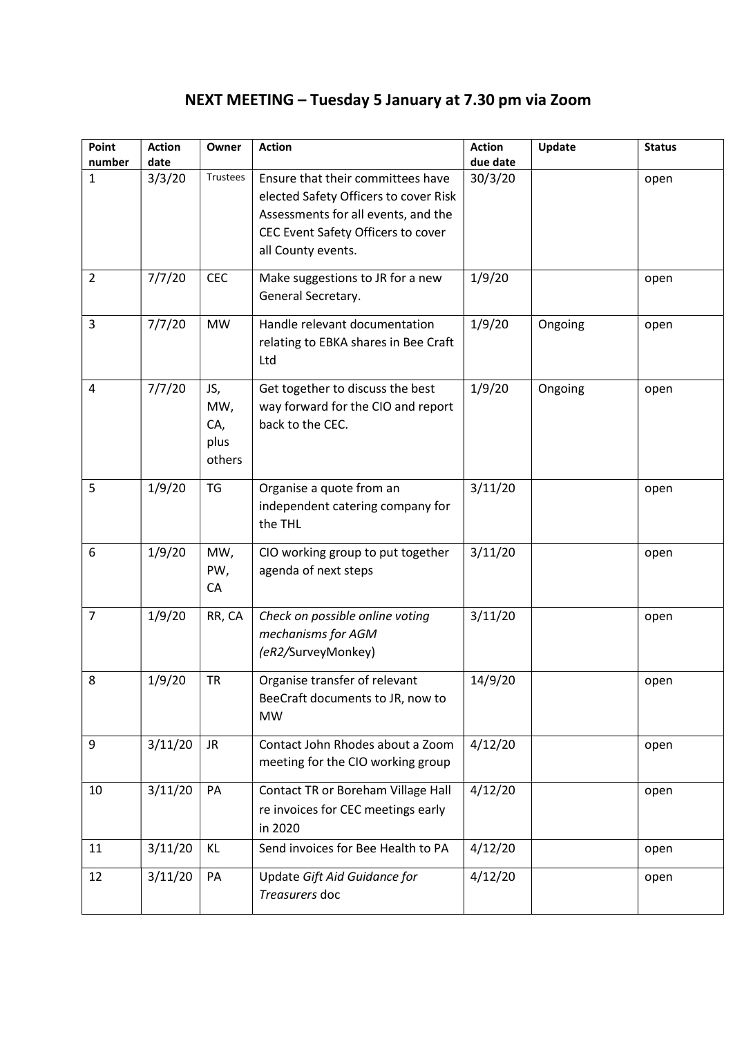## NEXT MEETING – Tuesday 5 January at 7.30 pm via Zoom

| Point number | Action date | Owner | Action | Action due date | Update | Status |
|---|---|---|---|---|---|---|
| 1 | 3/3/20 | Trustees | Ensure that their committees have elected Safety Officers to cover Risk Assessments for all events, and the CEC Event Safety Officers to cover all County events. | 30/3/20 | | open |
| 2 | 7/7/20 | CEC | Make suggestions to JR for a new General Secretary. | 1/9/20 | | open |
| 3 | 7/7/20 | MW | Handle relevant documentation relating to EBKA shares in Bee Craft Ltd | 1/9/20 | Ongoing | open |
| 4 | 7/7/20 | JS, MW, CA, plus others | Get together to discuss the best way forward for the CIO and report back to the CEC. | 1/9/20 | Ongoing | open |
| 5 | 1/9/20 | TG | Organise a quote from an independent catering company for the THL | 3/11/20 | | open |
| 6 | 1/9/20 | MW, PW, CA | CIO working group to put together agenda of next steps | 3/11/20 | | open |
| 7 | 1/9/20 | RR, CA | *Check on possible online voting mechanisms for AGM (eR2/*SurveyMonkey) | 3/11/20 | | open |
| 8 | 1/9/20 | TR | Organise transfer of relevant BeeCraft documents to JR, now to MW | 14/9/20 | | open |
| 9 | 3/11/20 | JR | Contact John Rhodes about a Zoom meeting for the CIO working group | 4/12/20 | | open |
| 10 | 3/11/20 | PA | Contact TR or Boreham Village Hall re invoices for CEC meetings early in 2020 | 4/12/20 | | open |
| 11 | 3/11/20 | KL | Send invoices for Bee Health to PA | 4/12/20 | | open |
| 12 | 3/11/20 | PA | Update *Gift Aid Guidance for Treasurers* doc | 4/12/20 | | open |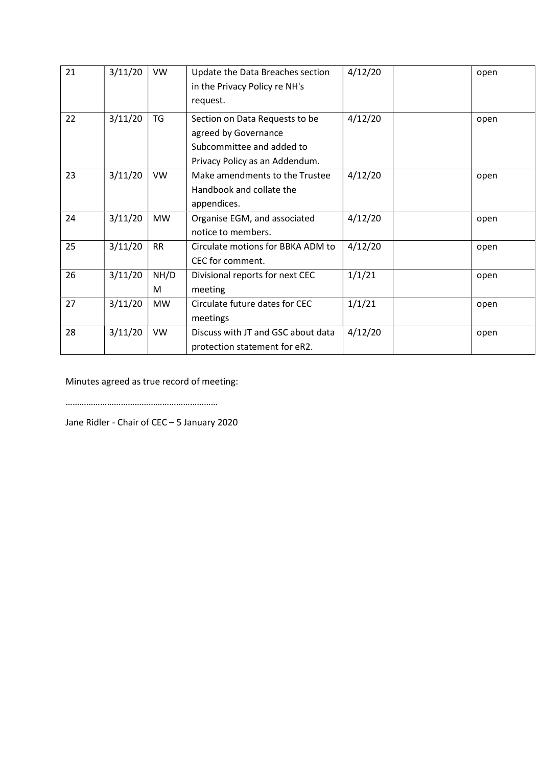| | | | | | | |
|---|---|---|---|---|---|---|
| 21 | 3/11/20 | VW | Update the Data Breaches section in the Privacy Policy re NH's request. | 4/12/20 | | open |
| 22 | 3/11/20 | TG | Section on Data Requests to be agreed by Governance Subcommittee and added to Privacy Policy as an Addendum. | 4/12/20 | | open |
| 23 | 3/11/20 | VW | Make amendments to the Trustee Handbook and collate the appendices. | 4/12/20 | | open |
| 24 | 3/11/20 | MW | Organise EGM, and associated notice to members. | 4/12/20 | | open |
| 25 | 3/11/20 | RR | Circulate motions for BBKA ADM to CEC for comment. | 4/12/20 | | open |
| 26 | 3/11/20 | NH/DM | Divisional reports for next CEC meeting | 1/1/21 | | open |
| 27 | 3/11/20 | MW | Circulate future dates for CEC meetings | 1/1/21 | | open |
| 28 | 3/11/20 | VW | Discuss with JT and GSC about data protection statement for eR2. | 4/12/20 | | open |

Minutes agreed as true record of meeting:

…………………………………………………………

Jane Ridler - Chair of CEC – 5 January 2020